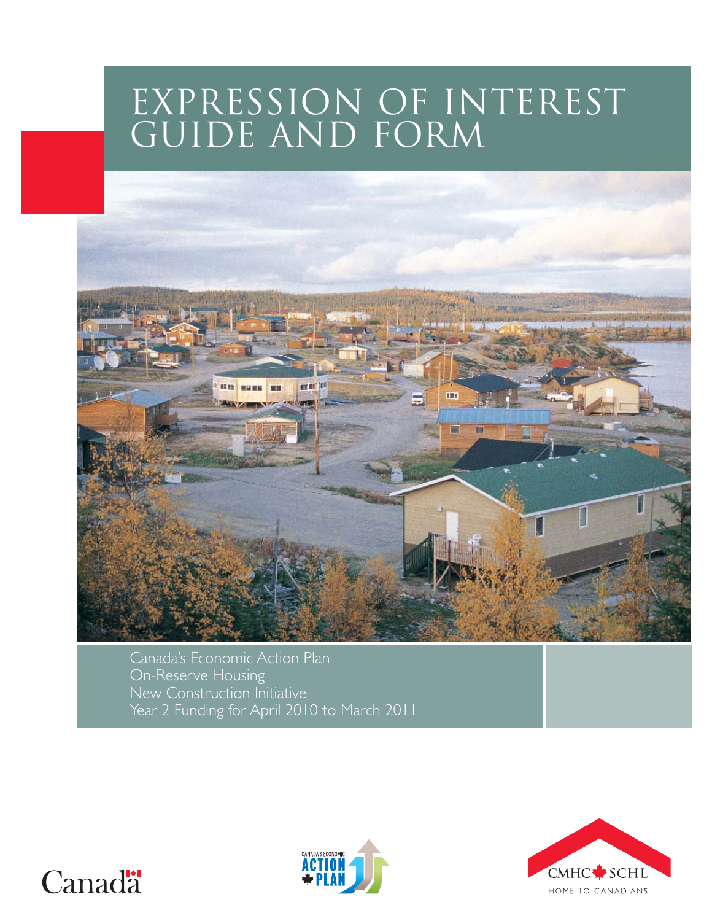# EXPRESSION OF INTEREST GUIDE AND FORM

Canada's Economic Action Plan
On-Reserve Housing
New Construction Initiative
Year 2 Funding for April 2010 to March 2011

Canada

CANADA'S ECONOMIC ACTION PLAN

CMHC SCHL
HOME TO CANADIANS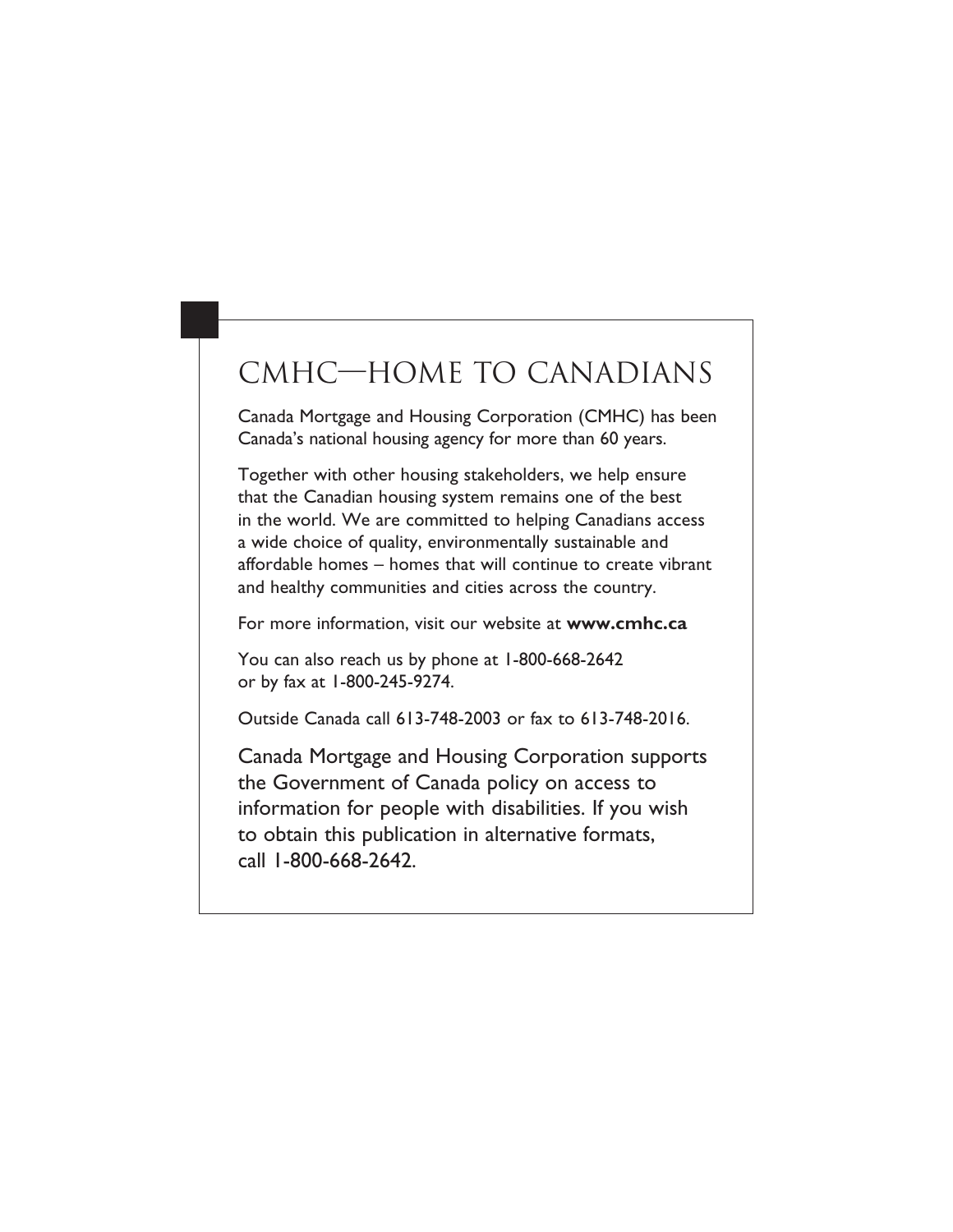# CMHC—HOME TO CANADIANS

Canada Mortgage and Housing Corporation (CMHC) has been Canada's national housing agency for more than 60 years.

Together with other housing stakeholders, we help ensure that the Canadian housing system remains one of the best in the world. We are committed to helping Canadians access a wide choice of quality, environmentally sustainable and affordable homes – homes that will continue to create vibrant and healthy communities and cities across the country.

For more information, visit our website at **www.cmhc.ca**

You can also reach us by phone at 1-800-668-2642 or by fax at 1-800-245-9274.

Outside Canada call 613-748-2003 or fax to 613-748-2016.

Canada Mortgage and Housing Corporation supports the Government of Canada policy on access to information for people with disabilities. If you wish to obtain this publication in alternative formats, call 1-800-668-2642.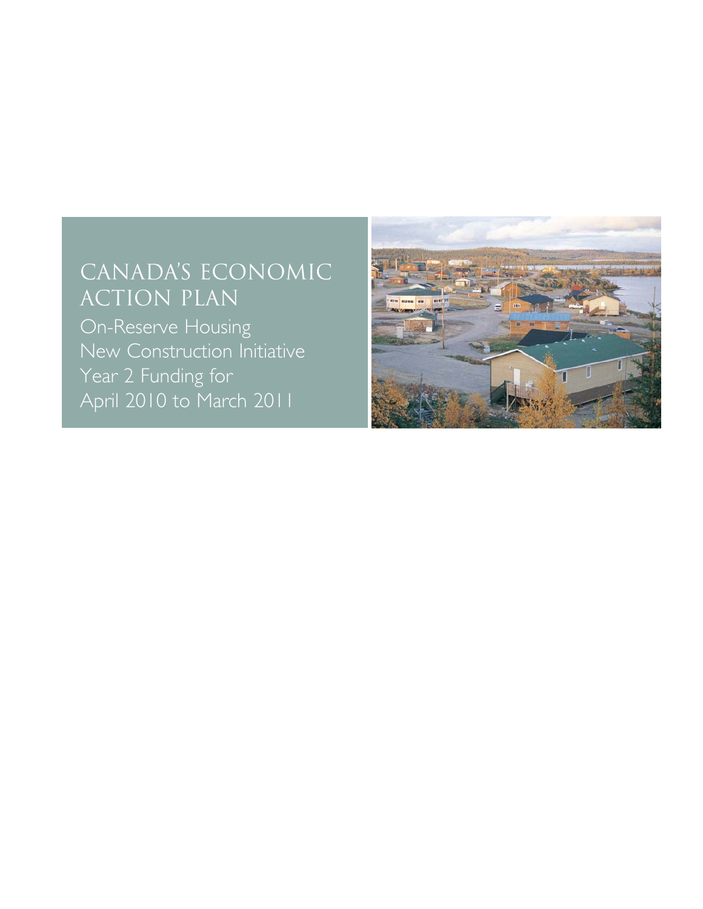# CANADA'S ECONOMIC ACTION PLAN

On-Reserve Housing New Construction Initiative Year 2 Funding for April 2010 to March 2011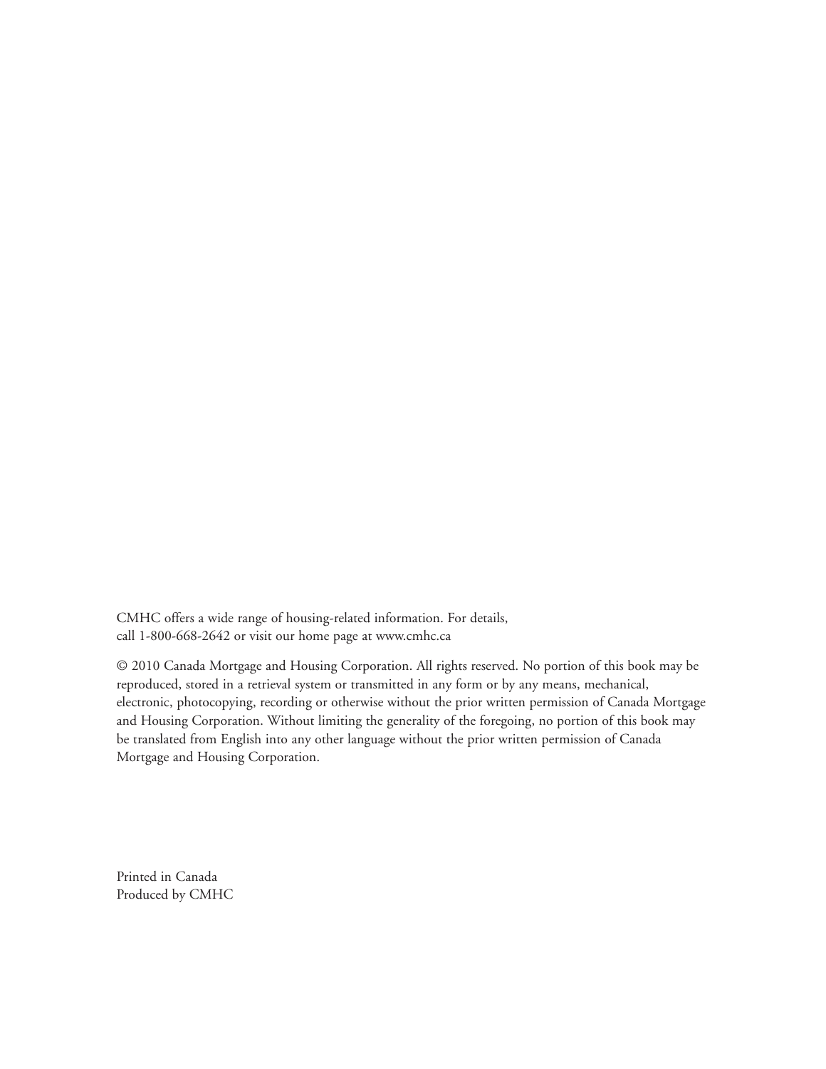CMHC offers a wide range of housing-related information. For details, call 1-800-668-2642 or visit our home page at www.cmhc.ca

© 2010 Canada Mortgage and Housing Corporation. All rights reserved. No portion of this book may be reproduced, stored in a retrieval system or transmitted in any form or by any means, mechanical, electronic, photocopying, recording or otherwise without the prior written permission of Canada Mortgage and Housing Corporation. Without limiting the generality of the foregoing, no portion of this book may be translated from English into any other language without the prior written permission of Canada Mortgage and Housing Corporation.

Printed in Canada
Produced by CMHC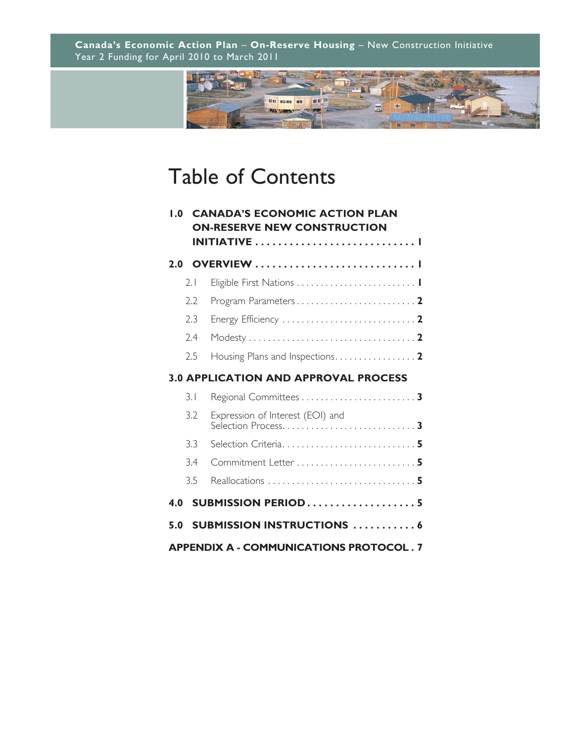# Table of Contents

**1.0 CANADA'S ECONOMIC ACTION PLAN ON-RESERVE NEW CONSTRUCTION INITIATIVE . . . . . . . . . . . . . . . . . . . . . . . . . . . . 1**

**2.0 OVERVIEW . . . . . . . . . . . . . . . . . . . . . . . . . . . . 1**

- 2.1 Eligible First Nations . . . . . . . . . . . . . . . . . . . . . . . . . **1**
- 2.2 Program Parameters . . . . . . . . . . . . . . . . . . . . . . . . . **2**
- 2.3 Energy Efficiency . . . . . . . . . . . . . . . . . . . . . . . . . . . **2**
- 2.4 Modesty . . . . . . . . . . . . . . . . . . . . . . . . . . . . . . . . . . . **2**
- 2.5 Housing Plans and Inspections. . . . . . . . . . . . . . . . . **2**

**3.0 APPLICATION AND APPROVAL PROCESS**

- 3.1 Regional Committees . . . . . . . . . . . . . . . . . . . . . . . . **3**
- 3.2 Expression of Interest (EOI) and Selection Process. . . . . . . . . . . . . . . . . . . . . . . . . . . **3**
- 3.3 Selection Criteria. . . . . . . . . . . . . . . . . . . . . . . . . . . **5**
- 3.4 Commitment Letter . . . . . . . . . . . . . . . . . . . . . . . . . **5**
- 3.5 Reallocations . . . . . . . . . . . . . . . . . . . . . . . . . . . . . . **5**

**4.0 SUBMISSION PERIOD . . . . . . . . . . . . . . . . . . . 5**

**5.0 SUBMISSION INSTRUCTIONS . . . . . . . . . . . 6**

**APPENDIX A - COMMUNICATIONS PROTOCOL . 7**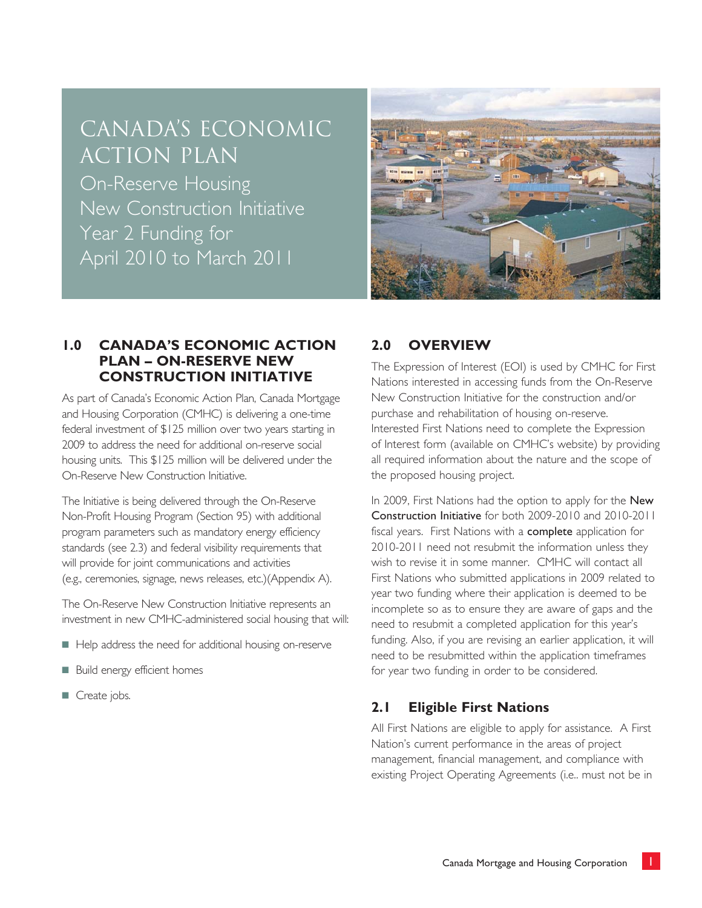# CANADA'S ECONOMIC ACTION PLAN

On-Reserve Housing
New Construction Initiative
Year 2 Funding for
April 2010 to March 2011

## 1.0 CANADA'S ECONOMIC ACTION PLAN – ON-RESERVE NEW CONSTRUCTION INITIATIVE

As part of Canada's Economic Action Plan, Canada Mortgage and Housing Corporation (CMHC) is delivering a one-time federal investment of $125 million over two years starting in 2009 to address the need for additional on-reserve social housing units. This $125 million will be delivered under the On-Reserve New Construction Initiative.

The Initiative is being delivered through the On-Reserve Non-Profit Housing Program (Section 95) with additional program parameters such as mandatory energy efficiency standards (see 2.3) and federal visibility requirements that will provide for joint communications and activities (e.g., ceremonies, signage, news releases, etc.)(Appendix A).

The On-Reserve New Construction Initiative represents an investment in new CMHC-administered social housing that will:

- Help address the need for additional housing on-reserve
- Build energy efficient homes
- Create jobs.

## 2.0 OVERVIEW

The Expression of Interest (EOI) is used by CMHC for First Nations interested in accessing funds from the On-Reserve New Construction Initiative for the construction and/or purchase and rehabilitation of housing on-reserve. Interested First Nations need to complete the Expression of Interest form (available on CMHC's website) by providing all required information about the nature and the scope of the proposed housing project.

In 2009, First Nations had the option to apply for the **New Construction Initiative** for both 2009-2010 and 2010-2011 fiscal years. First Nations with a **complete** application for 2010-2011 need not resubmit the information unless they wish to revise it in some manner. CMHC will contact all First Nations who submitted applications in 2009 related to year two funding where their application is deemed to be incomplete so as to ensure they are aware of gaps and the need to resubmit a completed application for this year's funding. Also, if you are revising an earlier application, it will need to be resubmitted within the application timeframes for year two funding in order to be considered.

### 2.1 Eligible First Nations

All First Nations are eligible to apply for assistance. A First Nation's current performance in the areas of project management, financial management, and compliance with existing Project Operating Agreements (i.e.. must not be in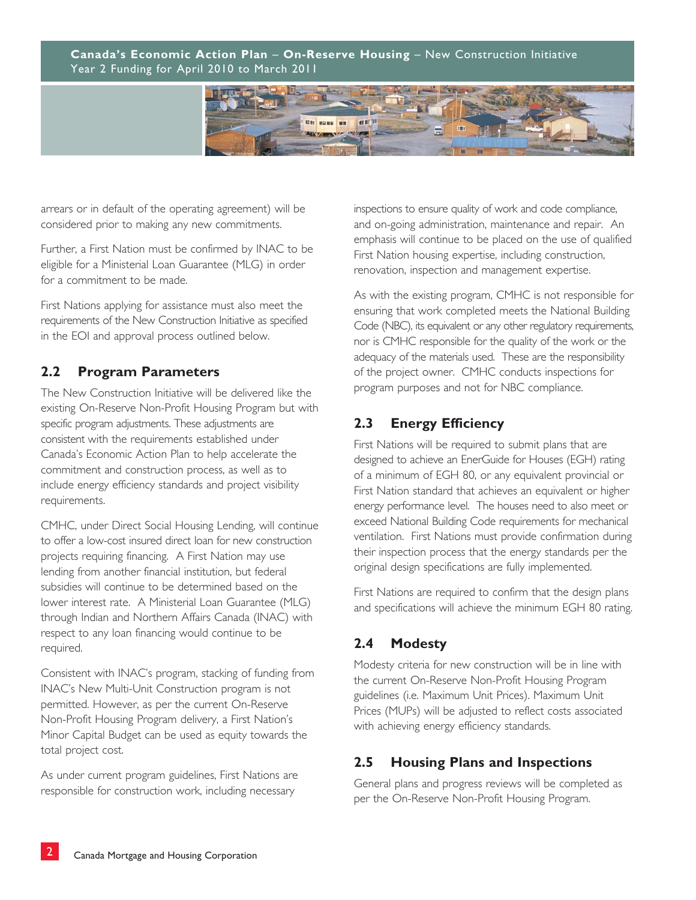arrears or in default of the operating agreement) will be considered prior to making any new commitments.

Further, a First Nation must be confirmed by INAC to be eligible for a Ministerial Loan Guarantee (MLG) in order for a commitment to be made.

First Nations applying for assistance must also meet the requirements of the New Construction Initiative as specified in the EOI and approval process outlined below.

## 2.2 Program Parameters

The New Construction Initiative will be delivered like the existing On-Reserve Non-Profit Housing Program but with specific program adjustments. These adjustments are consistent with the requirements established under Canada's Economic Action Plan to help accelerate the commitment and construction process, as well as to include energy efficiency standards and project visibility requirements.

CMHC, under Direct Social Housing Lending, will continue to offer a low-cost insured direct loan for new construction projects requiring financing. A First Nation may use lending from another financial institution, but federal subsidies will continue to be determined based on the lower interest rate. A Ministerial Loan Guarantee (MLG) through Indian and Northern Affairs Canada (INAC) with respect to any loan financing would continue to be required.

Consistent with INAC's program, stacking of funding from INAC's New Multi-Unit Construction program is not permitted. However, as per the current On-Reserve Non-Profit Housing Program delivery, a First Nation's Minor Capital Budget can be used as equity towards the total project cost.

As under current program guidelines, First Nations are responsible for construction work, including necessary inspections to ensure quality of work and code compliance, and on-going administration, maintenance and repair. An emphasis will continue to be placed on the use of qualified First Nation housing expertise, including construction, renovation, inspection and management expertise.

As with the existing program, CMHC is not responsible for ensuring that work completed meets the National Building Code (NBC), its equivalent or any other regulatory requirements, nor is CMHC responsible for the quality of the work or the adequacy of the materials used. These are the responsibility of the project owner. CMHC conducts inspections for program purposes and not for NBC compliance.

## 2.3 Energy Efficiency

First Nations will be required to submit plans that are designed to achieve an EnerGuide for Houses (EGH) rating of a minimum of EGH 80, or any equivalent provincial or First Nation standard that achieves an equivalent or higher energy performance level. The houses need to also meet or exceed National Building Code requirements for mechanical ventilation. First Nations must provide confirmation during their inspection process that the energy standards per the original design specifications are fully implemented.

First Nations are required to confirm that the design plans and specifications will achieve the minimum EGH 80 rating.

## 2.4 Modesty

Modesty criteria for new construction will be in line with the current On-Reserve Non-Profit Housing Program guidelines (i.e. Maximum Unit Prices). Maximum Unit Prices (MUPs) will be adjusted to reflect costs associated with achieving energy efficiency standards.

## 2.5 Housing Plans and Inspections

General plans and progress reviews will be completed as per the On-Reserve Non-Profit Housing Program.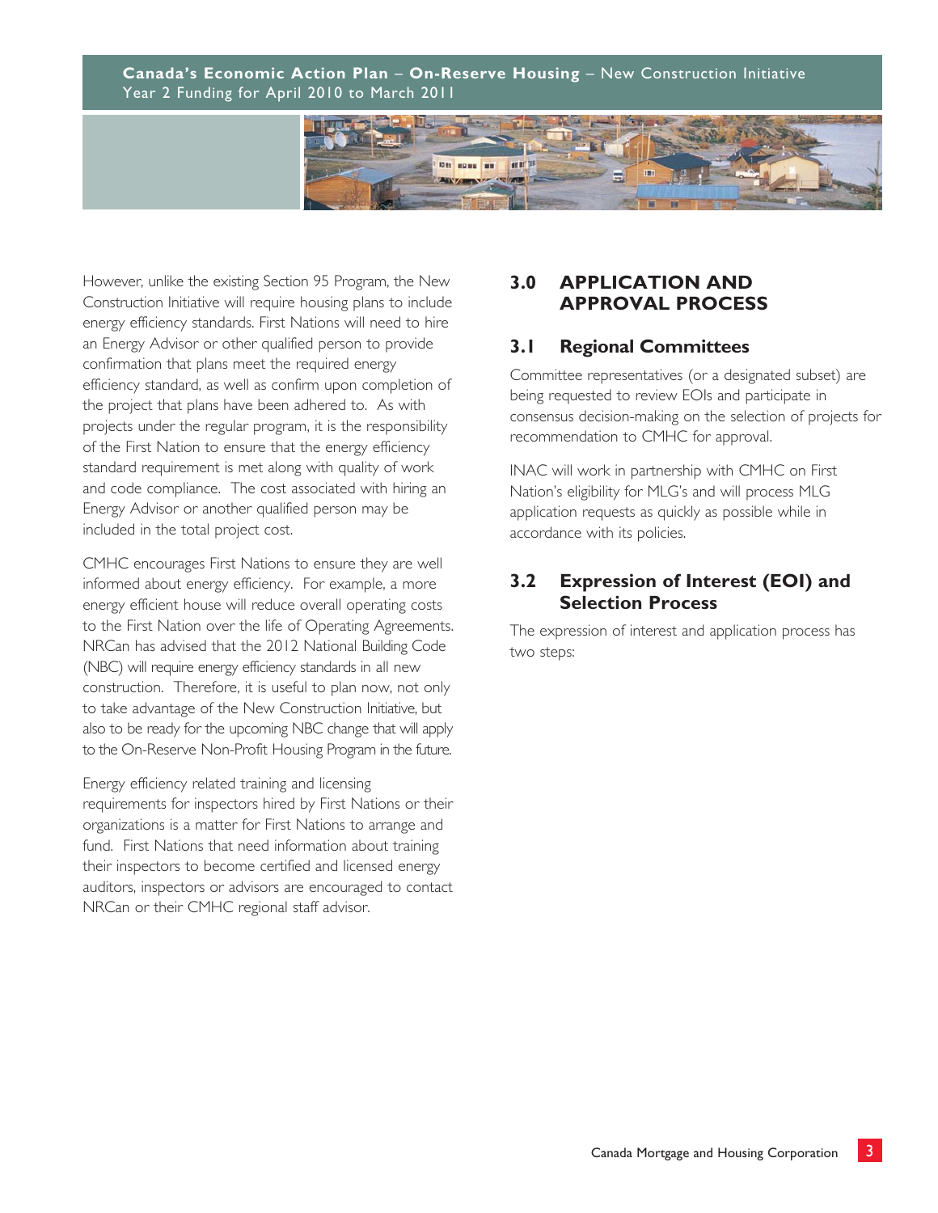However, unlike the existing Section 95 Program, the New Construction Initiative will require housing plans to include energy efficiency standards. First Nations will need to hire an Energy Advisor or other qualified person to provide confirmation that plans meet the required energy efficiency standard, as well as confirm upon completion of the project that plans have been adhered to. As with projects under the regular program, it is the responsibility of the First Nation to ensure that the energy efficiency standard requirement is met along with quality of work and code compliance. The cost associated with hiring an Energy Advisor or another qualified person may be included in the total project cost.

CMHC encourages First Nations to ensure they are well informed about energy efficiency. For example, a more energy efficient house will reduce overall operating costs to the First Nation over the life of Operating Agreements. NRCan has advised that the 2012 National Building Code (NBC) will require energy efficiency standards in all new construction. Therefore, it is useful to plan now, not only to take advantage of the New Construction Initiative, but also to be ready for the upcoming NBC change that will apply to the On-Reserve Non-Profit Housing Program in the future.

Energy efficiency related training and licensing requirements for inspectors hired by First Nations or their organizations is a matter for First Nations to arrange and fund. First Nations that need information about training their inspectors to become certified and licensed energy auditors, inspectors or advisors are encouraged to contact NRCan or their CMHC regional staff advisor.

# 3.0 APPLICATION AND APPROVAL PROCESS

## 3.1 Regional Committees

Committee representatives (or a designated subset) are being requested to review EOIs and participate in consensus decision-making on the selection of projects for recommendation to CMHC for approval.

INAC will work in partnership with CMHC on First Nation's eligibility for MLG's and will process MLG application requests as quickly as possible while in accordance with its policies.

## 3.2 Expression of Interest (EOI) and Selection Process

The expression of interest and application process has two steps: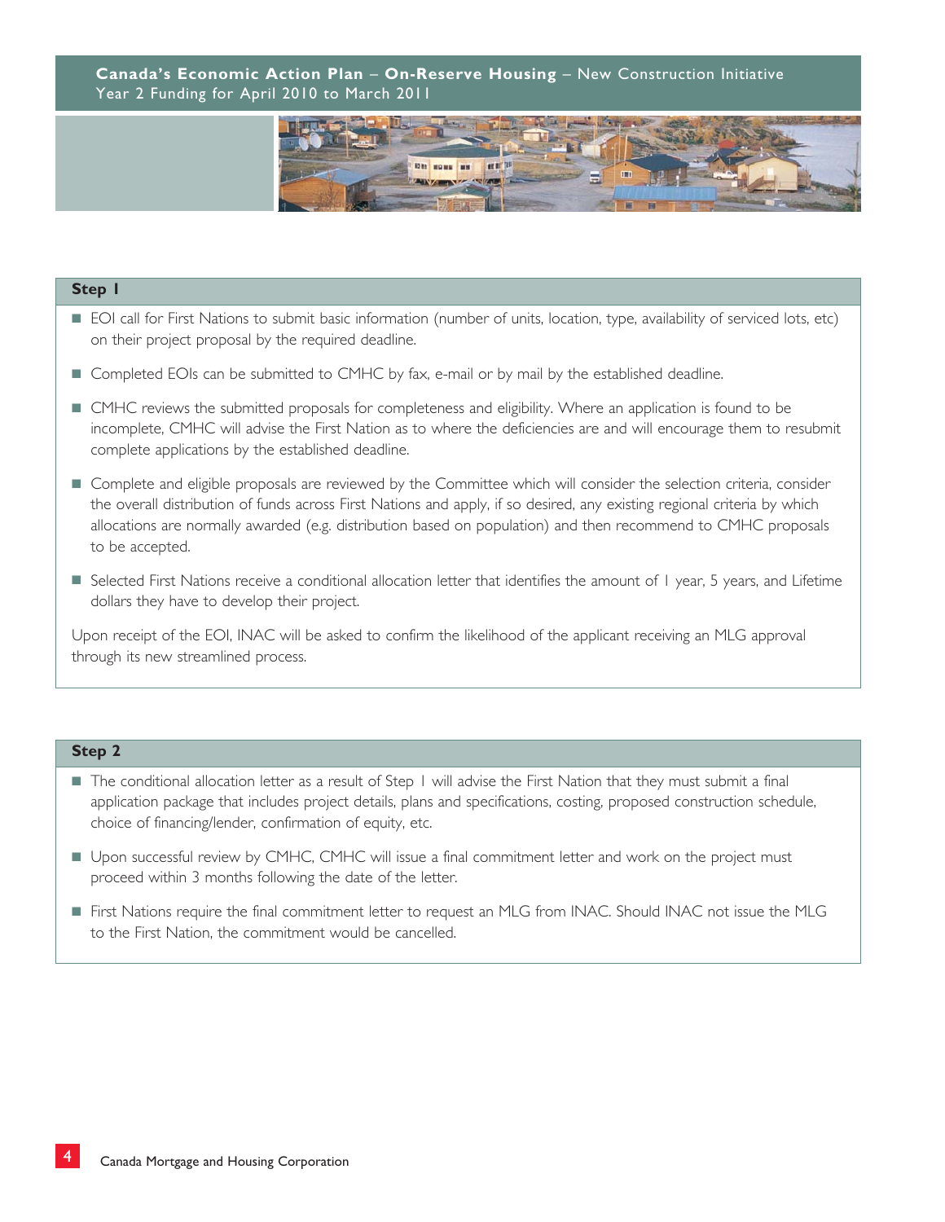## Step 1

- EOI call for First Nations to submit basic information (number of units, location, type, availability of serviced lots, etc) on their project proposal by the required deadline.
- Completed EOIs can be submitted to CMHC by fax, e-mail or by mail by the established deadline.
- CMHC reviews the submitted proposals for completeness and eligibility. Where an application is found to be incomplete, CMHC will advise the First Nation as to where the deficiencies are and will encourage them to resubmit complete applications by the established deadline.
- Complete and eligible proposals are reviewed by the Committee which will consider the selection criteria, consider the overall distribution of funds across First Nations and apply, if so desired, any existing regional criteria by which allocations are normally awarded (e.g. distribution based on population) and then recommend to CMHC proposals to be accepted.
- Selected First Nations receive a conditional allocation letter that identifies the amount of 1 year, 5 years, and Lifetime dollars they have to develop their project.

Upon receipt of the EOI, INAC will be asked to confirm the likelihood of the applicant receiving an MLG approval through its new streamlined process.

## Step 2

- The conditional allocation letter as a result of Step 1 will advise the First Nation that they must submit a final application package that includes project details, plans and specifications, costing, proposed construction schedule, choice of financing/lender, confirmation of equity, etc.
- Upon successful review by CMHC, CMHC will issue a final commitment letter and work on the project must proceed within 3 months following the date of the letter.
- First Nations require the final commitment letter to request an MLG from INAC. Should INAC not issue the MLG to the First Nation, the commitment would be cancelled.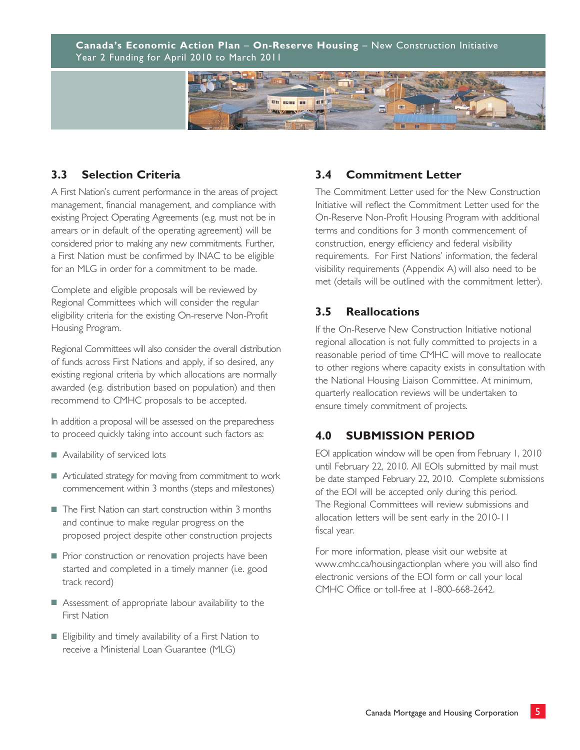## 3.3 Selection Criteria

A First Nation's current performance in the areas of project management, financial management, and compliance with existing Project Operating Agreements (e.g. must not be in arrears or in default of the operating agreement) will be considered prior to making any new commitments. Further, a First Nation must be confirmed by INAC to be eligible for an MLG in order for a commitment to be made.

Complete and eligible proposals will be reviewed by Regional Committees which will consider the regular eligibility criteria for the existing On-reserve Non-Profit Housing Program.

Regional Committees will also consider the overall distribution of funds across First Nations and apply, if so desired, any existing regional criteria by which allocations are normally awarded (e.g. distribution based on population) and then recommend to CMHC proposals to be accepted.

In addition a proposal will be assessed on the preparedness to proceed quickly taking into account such factors as:

- Availability of serviced lots
- Articulated strategy for moving from commitment to work commencement within 3 months (steps and milestones)
- The First Nation can start construction within 3 months and continue to make regular progress on the proposed project despite other construction projects
- Prior construction or renovation projects have been started and completed in a timely manner (i.e. good track record)
- Assessment of appropriate labour availability to the First Nation
- Eligibility and timely availability of a First Nation to receive a Ministerial Loan Guarantee (MLG)

## 3.4 Commitment Letter

The Commitment Letter used for the New Construction Initiative will reflect the Commitment Letter used for the On-Reserve Non-Profit Housing Program with additional terms and conditions for 3 month commencement of construction, energy efficiency and federal visibility requirements. For First Nations' information, the federal visibility requirements (Appendix A) will also need to be met (details will be outlined with the commitment letter).

## 3.5 Reallocations

If the On-Reserve New Construction Initiative notional regional allocation is not fully committed to projects in a reasonable period of time CMHC will move to reallocate to other regions where capacity exists in consultation with the National Housing Liaison Committee. At minimum, quarterly reallocation reviews will be undertaken to ensure timely commitment of projects.

## 4.0 SUBMISSION PERIOD

EOI application window will be open from February 1, 2010 until February 22, 2010. All EOIs submitted by mail must be date stamped February 22, 2010. Complete submissions of the EOI will be accepted only during this period. The Regional Committees will review submissions and allocation letters will be sent early in the 2010-11 fiscal year.

For more information, please visit our website at www.cmhc.ca/housingactionplan where you will also find electronic versions of the EOI form or call your local CMHC Office or toll-free at 1-800-668-2642.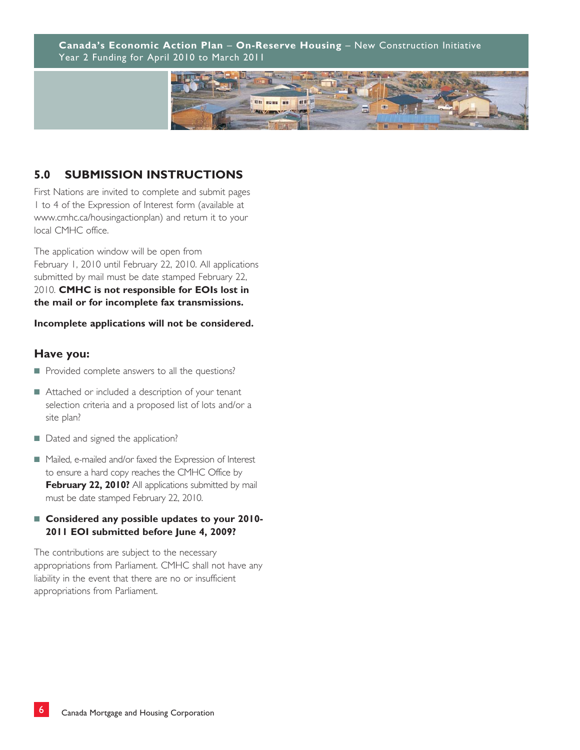## 5.0 SUBMISSION INSTRUCTIONS

First Nations are invited to complete and submit pages 1 to 4 of the Expression of Interest form (available at www.cmhc.ca/housingactionplan) and return it to your local CMHC office.

The application window will be open from February 1, 2010 until February 22, 2010. All applications submitted by mail must be date stamped February 22, 2010. **CMHC is not responsible for EOIs lost in the mail or for incomplete fax transmissions.**

**Incomplete applications will not be considered.**

### Have you:

- Provided complete answers to all the questions?
- Attached or included a description of your tenant selection criteria and a proposed list of lots and/or a site plan?
- Dated and signed the application?
- Mailed, e-mailed and/or faxed the Expression of Interest to ensure a hard copy reaches the CMHC Office by **February 22, 2010?** All applications submitted by mail must be date stamped February 22, 2010.
- **Considered any possible updates to your 2010-2011 EOI submitted before June 4, 2009?**

The contributions are subject to the necessary appropriations from Parliament. CMHC shall not have any liability in the event that there are no or insufficient appropriations from Parliament.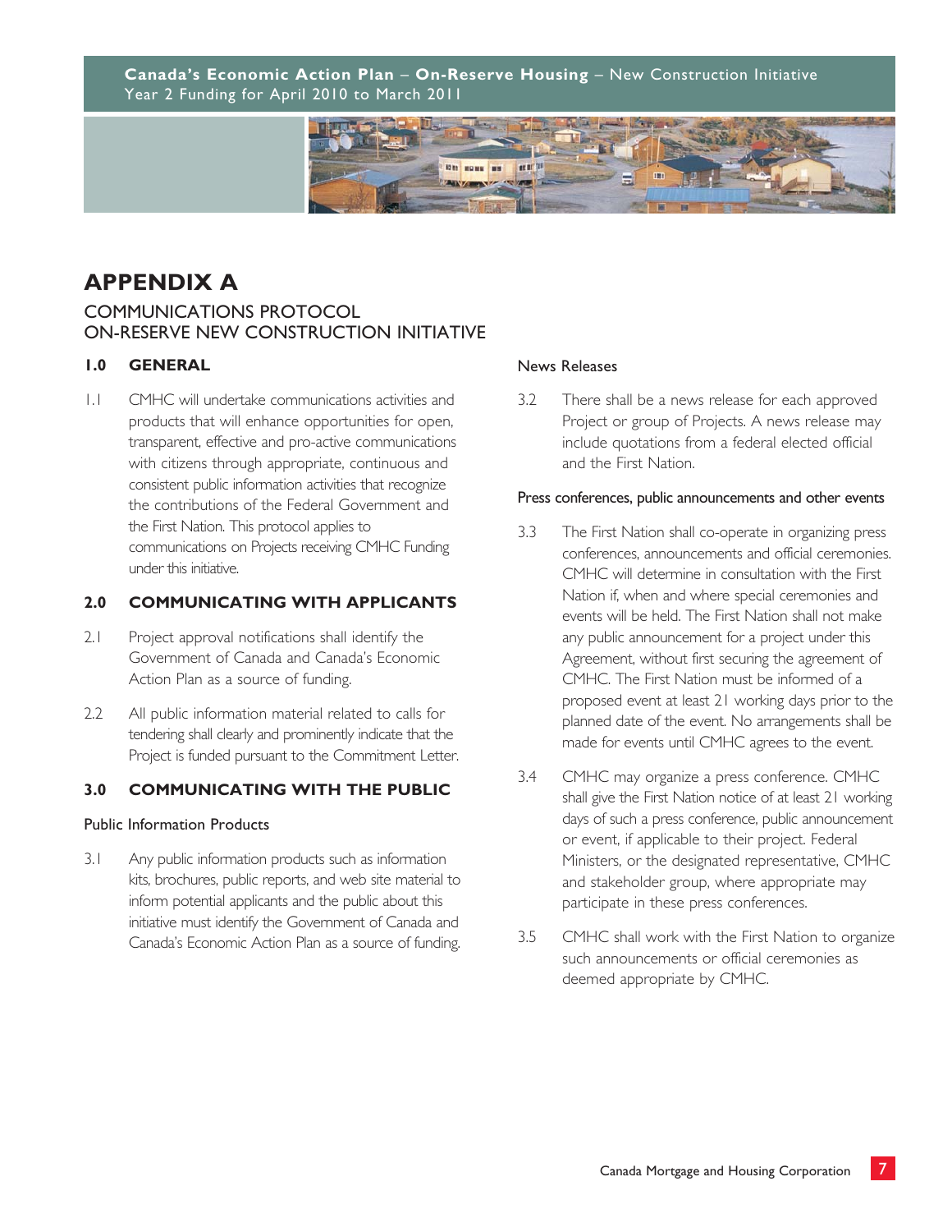# APPENDIX A

## COMMUNICATIONS PROTOCOL
## ON-RESERVE NEW CONSTRUCTION INITIATIVE

### 1.0 GENERAL

1.1 CMHC will undertake communications activities and products that will enhance opportunities for open, transparent, effective and pro-active communications with citizens through appropriate, continuous and consistent public information activities that recognize the contributions of the Federal Government and the First Nation. This protocol applies to communications on Projects receiving CMHC Funding under this initiative.

### 2.0 COMMUNICATING WITH APPLICANTS

2.1 Project approval notifications shall identify the Government of Canada and Canada's Economic Action Plan as a source of funding.

2.2 All public information material related to calls for tendering shall clearly and prominently indicate that the Project is funded pursuant to the Commitment Letter.

### 3.0 COMMUNICATING WITH THE PUBLIC

#### Public Information Products

3.1 Any public information products such as information kits, brochures, public reports, and web site material to inform potential applicants and the public about this initiative must identify the Government of Canada and Canada's Economic Action Plan as a source of funding.

#### News Releases

3.2 There shall be a news release for each approved Project or group of Projects. A news release may include quotations from a federal elected official and the First Nation.

#### Press conferences, public announcements and other events

3.3 The First Nation shall co-operate in organizing press conferences, announcements and official ceremonies. CMHC will determine in consultation with the First Nation if, when and where special ceremonies and events will be held. The First Nation shall not make any public announcement for a project under this Agreement, without first securing the agreement of CMHC. The First Nation must be informed of a proposed event at least 21 working days prior to the planned date of the event. No arrangements shall be made for events until CMHC agrees to the event.

3.4 CMHC may organize a press conference. CMHC shall give the First Nation notice of at least 21 working days of such a press conference, public announcement or event, if applicable to their project. Federal Ministers, or the designated representative, CMHC and stakeholder group, where appropriate may participate in these press conferences.

3.5 CMHC shall work with the First Nation to organize such announcements or official ceremonies as deemed appropriate by CMHC.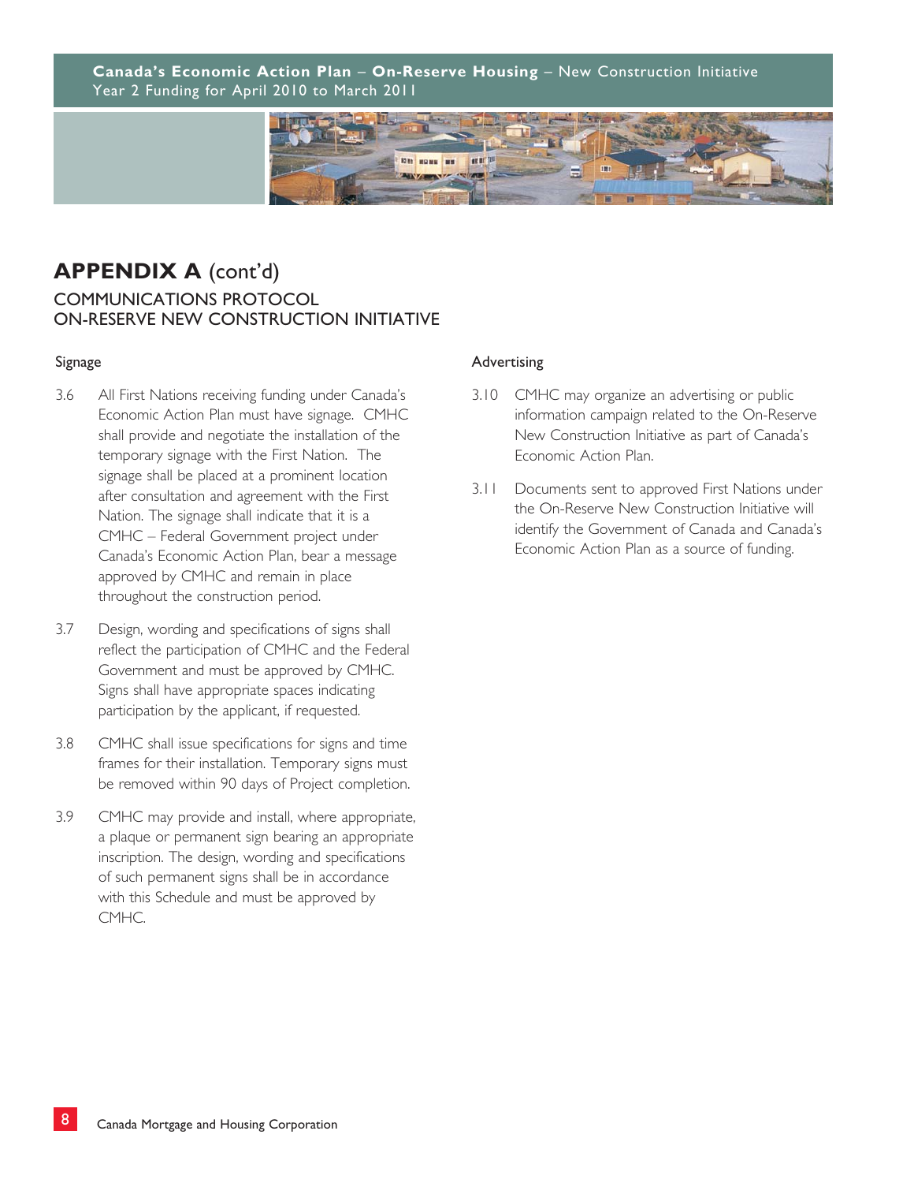## APPENDIX A (cont'd)

### COMMUNICATIONS PROTOCOL
### ON-RESERVE NEW CONSTRUCTION INITIATIVE

#### Signage

3.6 All First Nations receiving funding under Canada's Economic Action Plan must have signage. CMHC shall provide and negotiate the installation of the temporary signage with the First Nation. The signage shall be placed at a prominent location after consultation and agreement with the First Nation. The signage shall indicate that it is a CMHC – Federal Government project under Canada's Economic Action Plan, bear a message approved by CMHC and remain in place throughout the construction period.

3.7 Design, wording and specifications of signs shall reflect the participation of CMHC and the Federal Government and must be approved by CMHC. Signs shall have appropriate spaces indicating participation by the applicant, if requested.

3.8 CMHC shall issue specifications for signs and time frames for their installation. Temporary signs must be removed within 90 days of Project completion.

3.9 CMHC may provide and install, where appropriate, a plaque or permanent sign bearing an appropriate inscription. The design, wording and specifications of such permanent signs shall be in accordance with this Schedule and must be approved by CMHC.

#### Advertising

3.10 CMHC may organize an advertising or public information campaign related to the On-Reserve New Construction Initiative as part of Canada's Economic Action Plan.

3.11 Documents sent to approved First Nations under the On-Reserve New Construction Initiative will identify the Government of Canada and Canada's Economic Action Plan as a source of funding.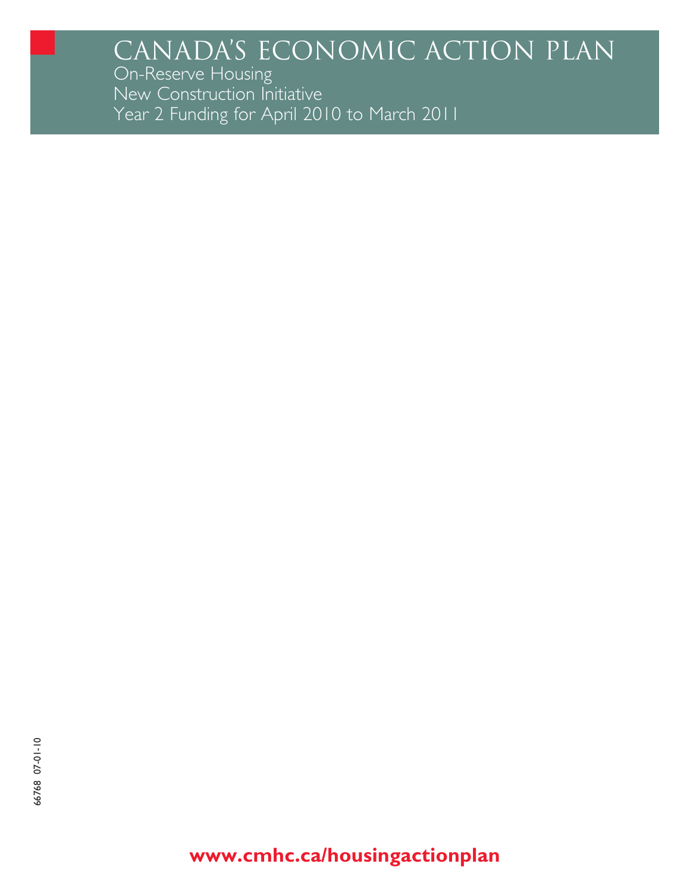# CANADA'S ECONOMIC ACTION PLAN

On-Reserve Housing
New Construction Initiative
Year 2 Funding for April 2010 to March 2011

66768 07-01-10

**www.cmhc.ca/housingactionplan**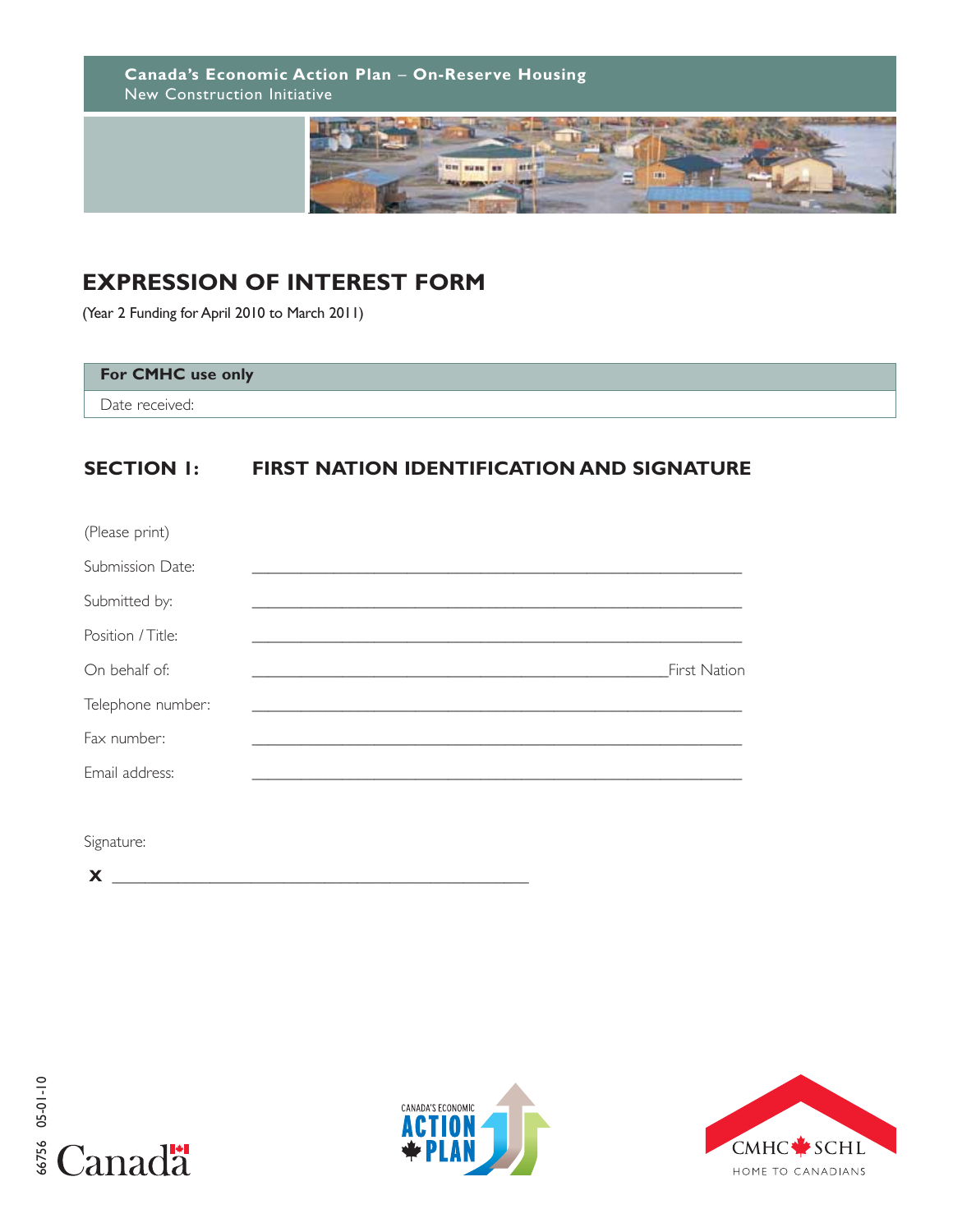**Canada's Economic Action Plan – On-Reserve Housing**
New Construction Initiative

# EXPRESSION OF INTEREST FORM

(Year 2 Funding for April 2010 to March 2011)

| For CMHC use only |
| --- |
| Date received: |

## SECTION 1: FIRST NATION IDENTIFICATION AND SIGNATURE

(Please print)

Submission Date: ______________________________________________

Submitted by: ______________________________________________

Position / Title: ______________________________________________

On behalf of: ________________________________________ First Nation

Telephone number: ______________________________________________

Fax number: ______________________________________________

Email address: ______________________________________________

Signature:

**X** ________________________________________

66756 05-01-10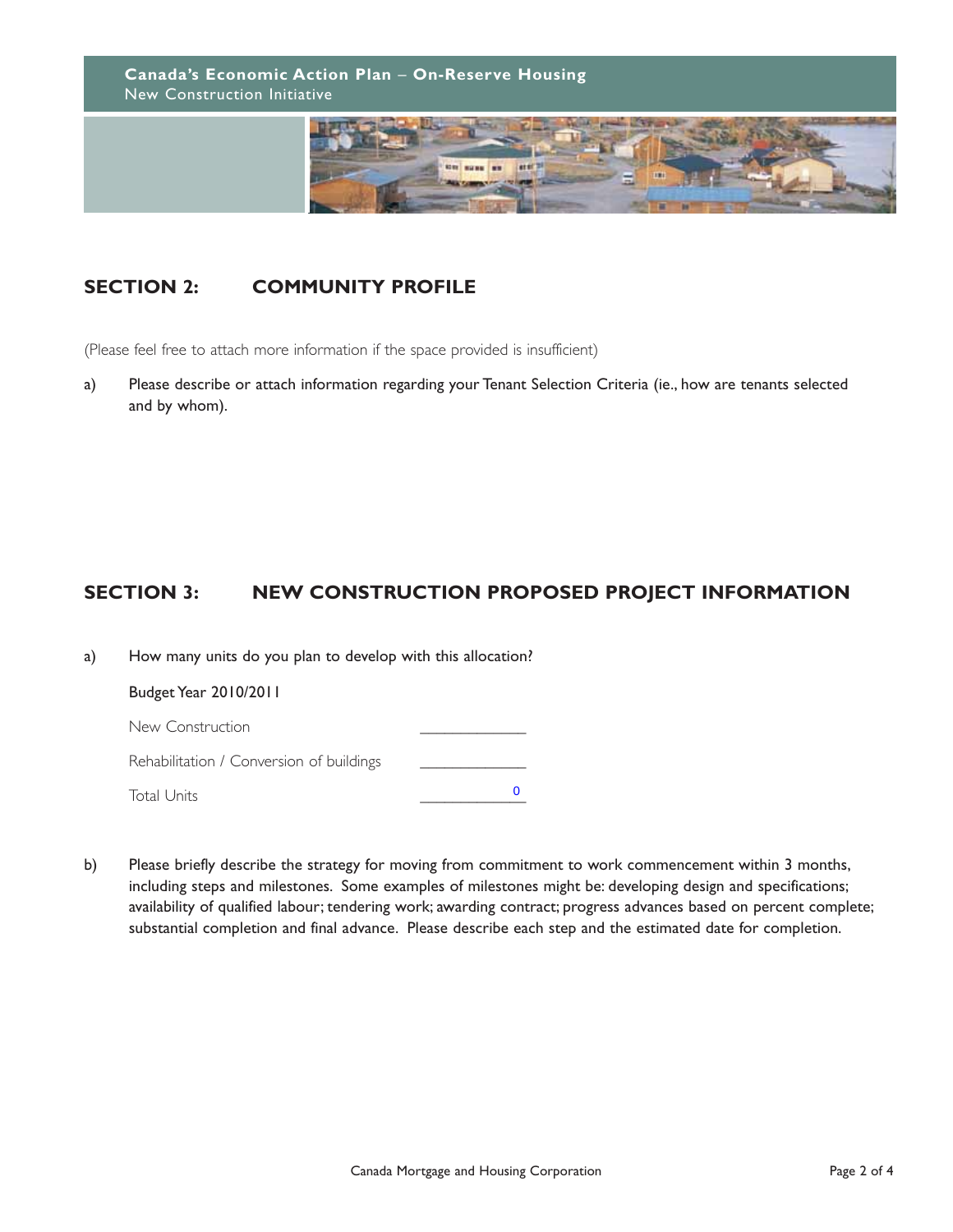**Canada's Economic Action Plan – On-Reserve Housing**
New Construction Initiative

## SECTION 2: COMMUNITY PROFILE

(Please feel free to attach more information if the space provided is insufficient)

a) Please describe or attach information regarding your Tenant Selection Criteria (ie., how are tenants selected and by whom).

## SECTION 3: NEW CONSTRUCTION PROPOSED PROJECT INFORMATION

a) How many units do you plan to develop with this allocation?

Budget Year 2010/2011

| | |
|---|---|
| New Construction | ____________ |
| Rehabilitation / Conversion of buildings | ____________ |
| Total Units | 0 |

b) Please briefly describe the strategy for moving from commitment to work commencement within 3 months, including steps and milestones. Some examples of milestones might be: developing design and specifications; availability of qualified labour; tendering work; awarding contract; progress advances based on percent complete; substantial completion and final advance. Please describe each step and the estimated date for completion.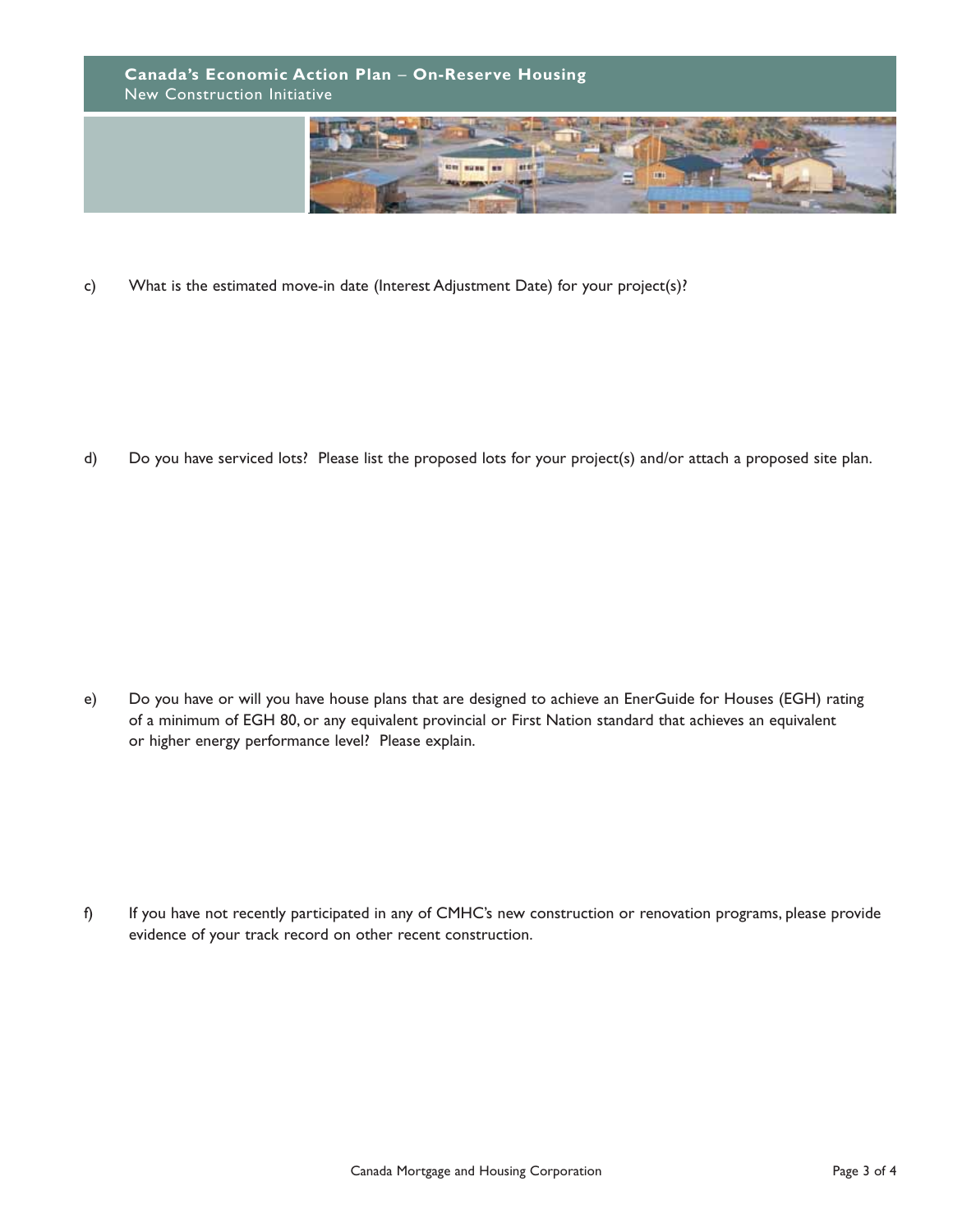c) What is the estimated move-in date (Interest Adjustment Date) for your project(s)?

d) Do you have serviced lots? Please list the proposed lots for your project(s) and/or attach a proposed site plan.

e) Do you have or will you have house plans that are designed to achieve an EnerGuide for Houses (EGH) rating of a minimum of EGH 80, or any equivalent provincial or First Nation standard that achieves an equivalent or higher energy performance level? Please explain.

f) If you have not recently participated in any of CMHC's new construction or renovation programs, please provide evidence of your track record on other recent construction.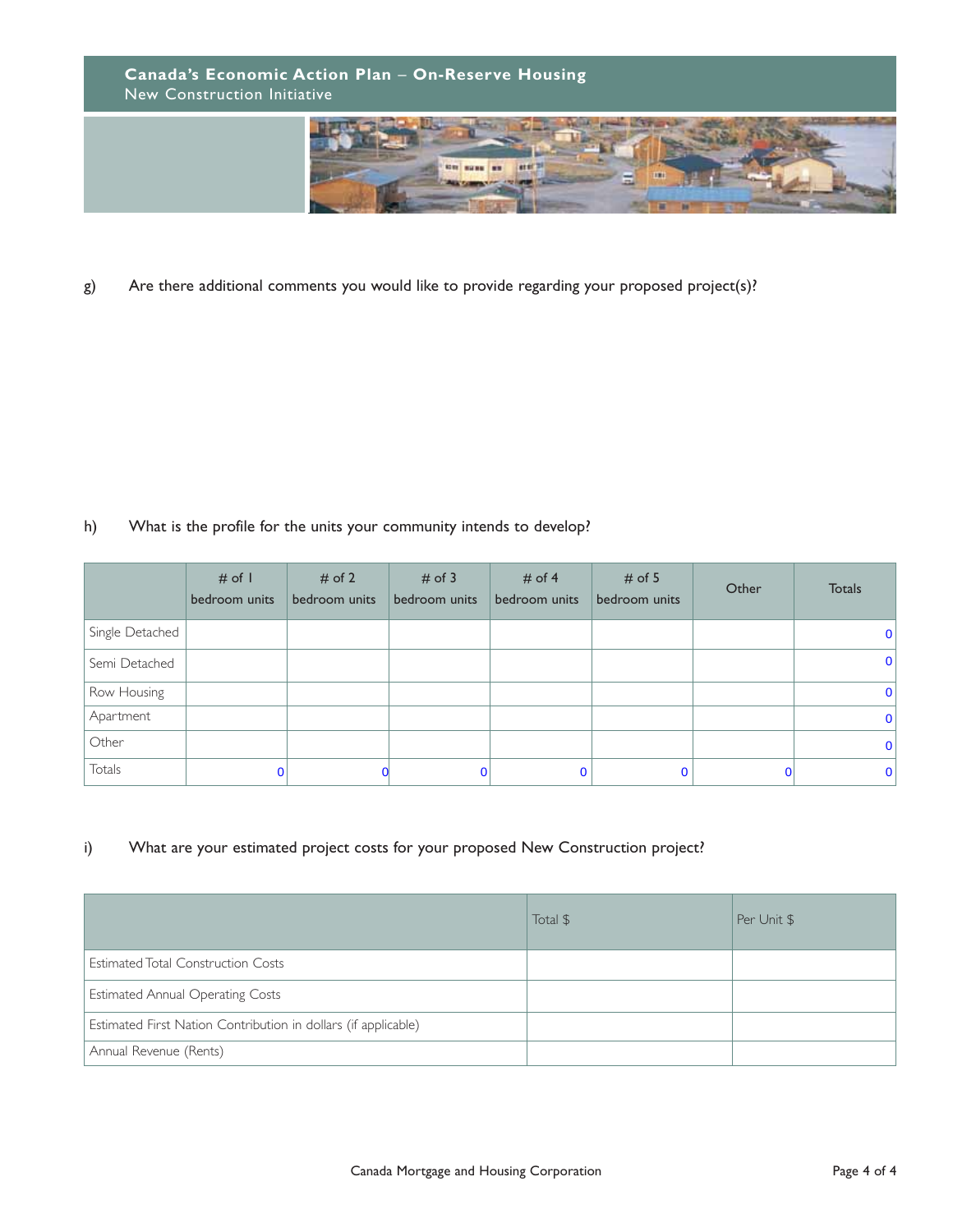g) Are there additional comments you would like to provide regarding your proposed project(s)?

h) What is the profile for the units your community intends to develop?

| | # of 1 bedroom units | # of 2 bedroom units | # of 3 bedroom units | # of 4 bedroom units | # of 5 bedroom units | Other | Totals |
|---|---|---|---|---|---|---|---|
| Single Detached | | | | | | | 0 |
| Semi Detached | | | | | | | 0 |
| Row Housing | | | | | | | 0 |
| Apartment | | | | | | | 0 |
| Other | | | | | | | 0 |
| Totals | 0 | 0 | 0 | 0 | 0 | 0 | 0 |

i) What are your estimated project costs for your proposed New Construction project?

| | Total $ | Per Unit $ |
|---|---|---|
| Estimated Total Construction Costs | | |
| Estimated Annual Operating Costs | | |
| Estimated First Nation Contribution in dollars (if applicable) | | |
| Annual Revenue (Rents) | | |